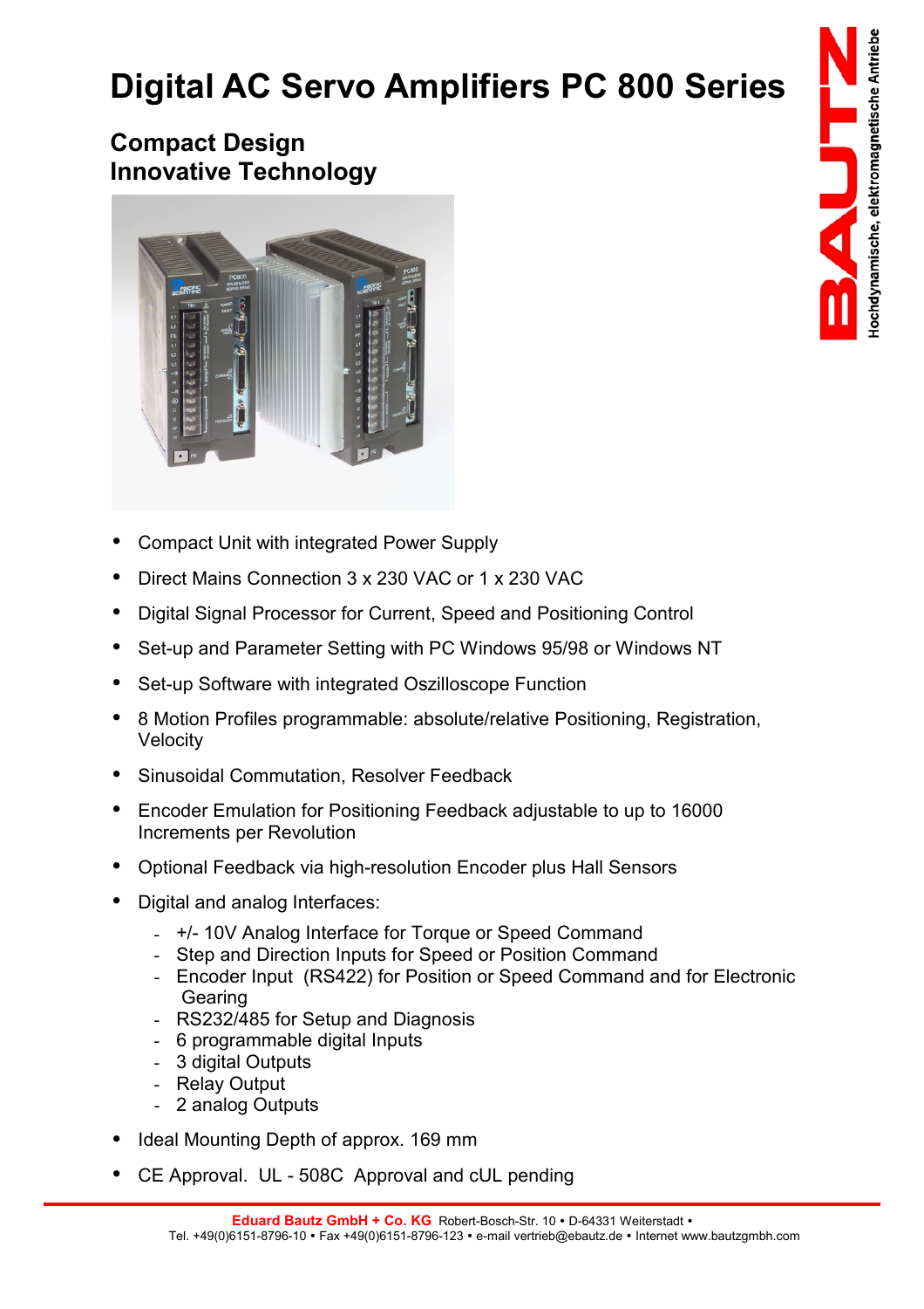# Digital AC Servo Amplifiers PC 800 Series

## Compact Design
## Innovative Technology

- Compact Unit with integrated Power Supply
- Direct Mains Connection 3 x 230 VAC or 1 x 230 VAC
- Digital Signal Processor for Current, Speed and Positioning Control
- Set-up and Parameter Setting with PC Windows 95/98 or Windows NT
- Set-up Software with integrated Oszilloscope Function
- 8 Motion Profiles programmable: absolute/relative Positioning, Registration, Velocity
- Sinusoidal Commutation, Resolver Feedback
- Encoder Emulation for Positioning Feedback adjustable to up to 16000 Increments per Revolution
- Optional Feedback via high-resolution Encoder plus Hall Sensors
- Digital and analog Interfaces:
  - +/- 10V Analog Interface for Torque or Speed Command
  - Step and Direction Inputs for Speed or Position Command
  - Encoder Input (RS422) for Position or Speed Command and for Electronic Gearing
  - RS232/485 for Setup and Diagnosis
  - 6 programmable digital Inputs
  - 3 digital Outputs
  - Relay Output
  - 2 analog Outputs
- Ideal Mounting Depth of approx. 169 mm
- CE Approval. UL - 508C Approval and cUL pending

**Eduard Bautz GmbH + Co. KG** Robert-Bosch-Str. 10 • D-64331 Weiterstadt •
Tel. +49(0)6151-8796-10 • Fax +49(0)6151-8796-123 • e-mail vertrieb@ebautz.de • Internet www.bautzgmbh.com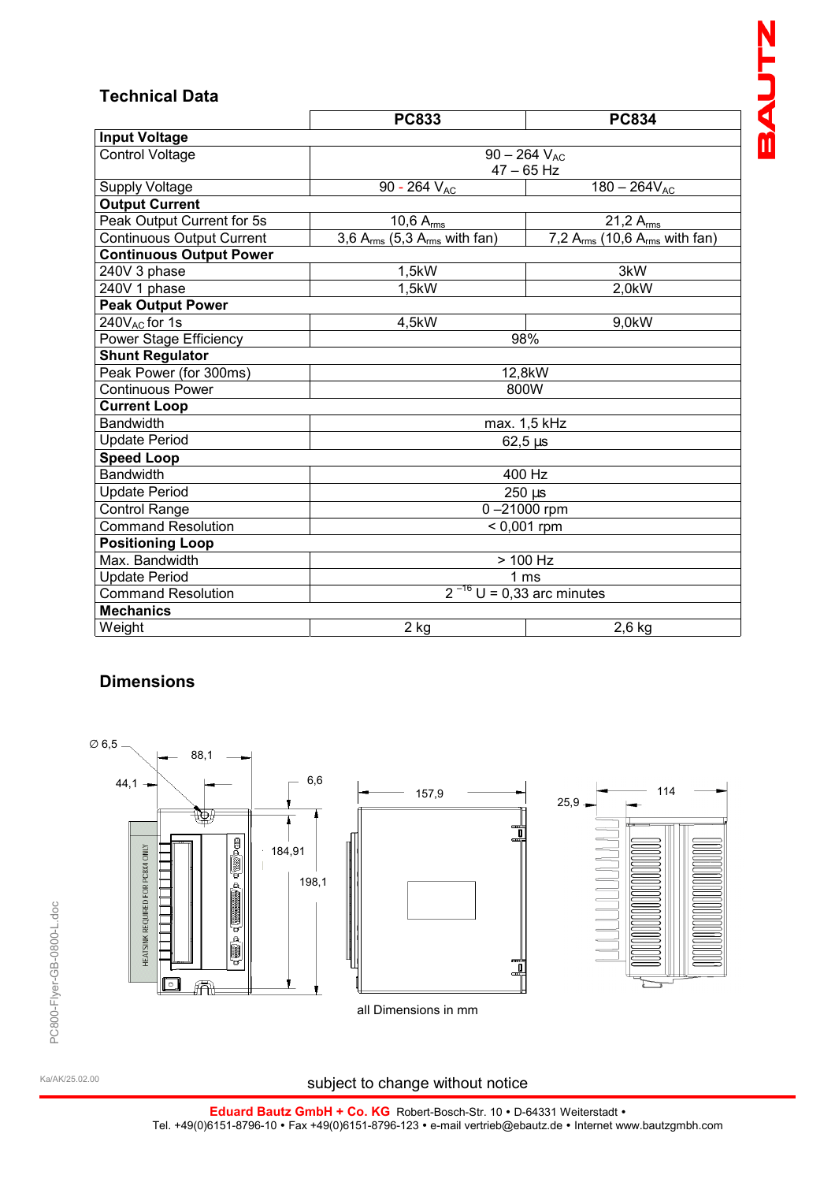## Technical Data

| | PC833 | PC834 |
|---|---|---|
| **Input Voltage** | | |
| Control Voltage | 90 – 264 $V_{AC}$ 47 – 65 Hz | |
| Supply Voltage | 90 - 264 $V_{AC}$ | 180 – 264$V_{AC}$ |
| **Output Current** | | |
| Peak Output Current for 5s | 10,6 $A_{rms}$ | 21,2 $A_{rms}$ |
| Continuous Output Current | 3,6 $A_{rms}$ (5,3 $A_{rms}$ with fan) | 7,2 $A_{rms}$ (10,6 $A_{rms}$ with fan) |
| **Continuous Output Power** | | |
| 240V 3 phase | 1,5kW | 3kW |
| 240V 1 phase | 1,5kW | 2,0kW |
| **Peak Output Power** | | |
| 240$V_{AC}$ for 1s | 4,5kW | 9,0kW |
| Power Stage Efficiency | 98% | |
| **Shunt Regulator** | | |
| Peak Power (for 300ms) | 12,8kW | |
| Continuous Power | 800W | |
| **Current Loop** | | |
| Bandwidth | max. 1,5 kHz | |
| Update Period | 62,5 µs | |
| **Speed Loop** | | |
| Bandwidth | 400 Hz | |
| Update Period | 250 µs | |
| Control Range | 0 –21000 rpm | |
| Command Resolution | < 0,001 rpm | |
| **Positioning Loop** | | |
| Max. Bandwidth | > 100 Hz | |
| Update Period | 1 ms | |
| Command Resolution | $2^{-16}$ U = 0,33 arc minutes | |
| **Mechanics** | | |
| Weight | 2 kg | 2,6 kg |

## Dimensions

∅ 6,5
88,1
44,1
6,6
184,91
198,1
157,9
25,9
114
HEATSINK REQUIRED FOR PC834 ONLY

all Dimensions in mm

Ka/AK/25.02.00

subject to change without notice

**Eduard Bautz GmbH + Co. KG** Robert-Bosch-Str. 10 • D-64331 Weiterstadt •
Tel. +49(0)6151-8796-10 • Fax +49(0)6151-8796-123 • e-mail vertrieb@ebautz.de • Internet www.bautzgmbh.com